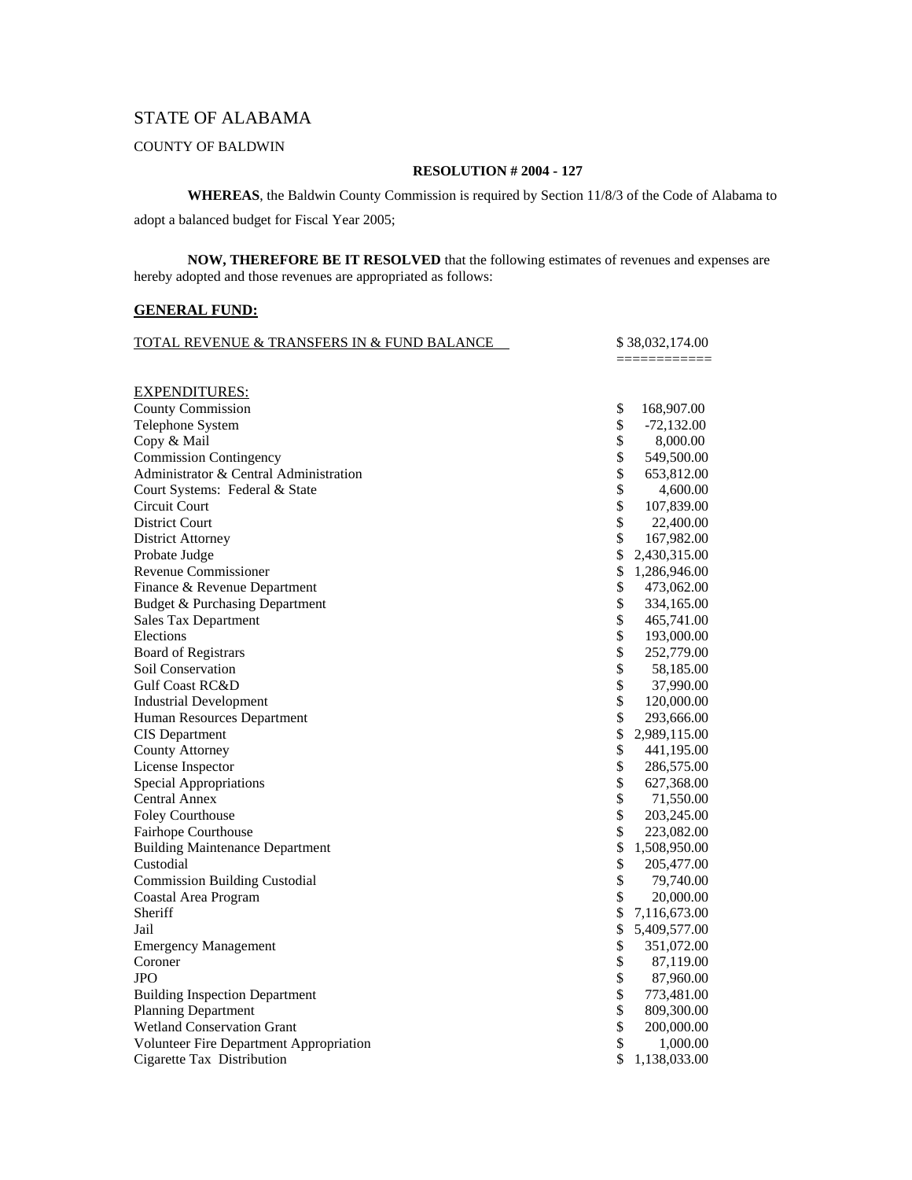STATE OF ALABAMA

COUNTY OF BALDWIN

**RESOLUTION # 2004 - 127**

**WHEREAS**, the Baldwin County Commission is required by Section 11/8/3 of the Code of Alabama to adopt a balanced budget for Fiscal Year 2005;

**NOW, THEREFORE BE IT RESOLVED** that the following estimates of revenues and expenses are hereby adopted and those revenues are appropriated as follows:

## GENERAL FUND:

| TOTAL REVENUE & TRANSFERS IN & FUND BALANCE | $ 38,032,174.00 |
|---|---|
| | ============ |
| EXPENDITURES: | |
| County Commission | $ 168,907.00 |
| Telephone System | $ -72,132.00 |
| Copy & Mail | $ 8,000.00 |
| Commission Contingency | $ 549,500.00 |
| Administrator & Central Administration | $ 653,812.00 |
| Court Systems: Federal & State | $ 4,600.00 |
| Circuit Court | $ 107,839.00 |
| District Court | $ 22,400.00 |
| District Attorney | $ 167,982.00 |
| Probate Judge | $ 2,430,315.00 |
| Revenue Commissioner | $ 1,286,946.00 |
| Finance & Revenue Department | $ 473,062.00 |
| Budget & Purchasing Department | $ 334,165.00 |
| Sales Tax Department | $ 465,741.00 |
| Elections | $ 193,000.00 |
| Board of Registrars | $ 252,779.00 |
| Soil Conservation | $ 58,185.00 |
| Gulf Coast RC&D | $ 37,990.00 |
| Industrial Development | $ 120,000.00 |
| Human Resources Department | $ 293,666.00 |
| CIS Department | $ 2,989,115.00 |
| County Attorney | $ 441,195.00 |
| License Inspector | $ 286,575.00 |
| Special Appropriations | $ 627,368.00 |
| Central Annex | $ 71,550.00 |
| Foley Courthouse | $ 203,245.00 |
| Fairhope Courthouse | $ 223,082.00 |
| Building Maintenance Department | $ 1,508,950.00 |
| Custodial | $ 205,477.00 |
| Commission Building Custodial | $ 79,740.00 |
| Coastal Area Program | $ 20,000.00 |
| Sheriff | $ 7,116,673.00 |
| Jail | $ 5,409,577.00 |
| Emergency Management | $ 351,072.00 |
| Coroner | $ 87,119.00 |
| JPO | $ 87,960.00 |
| Building Inspection Department | $ 773,481.00 |
| Planning Department | $ 809,300.00 |
| Wetland Conservation Grant | $ 200,000.00 |
| Volunteer Fire Department Appropriation | $ 1,000.00 |
| Cigarette Tax Distribution | $ 1,138,033.00 |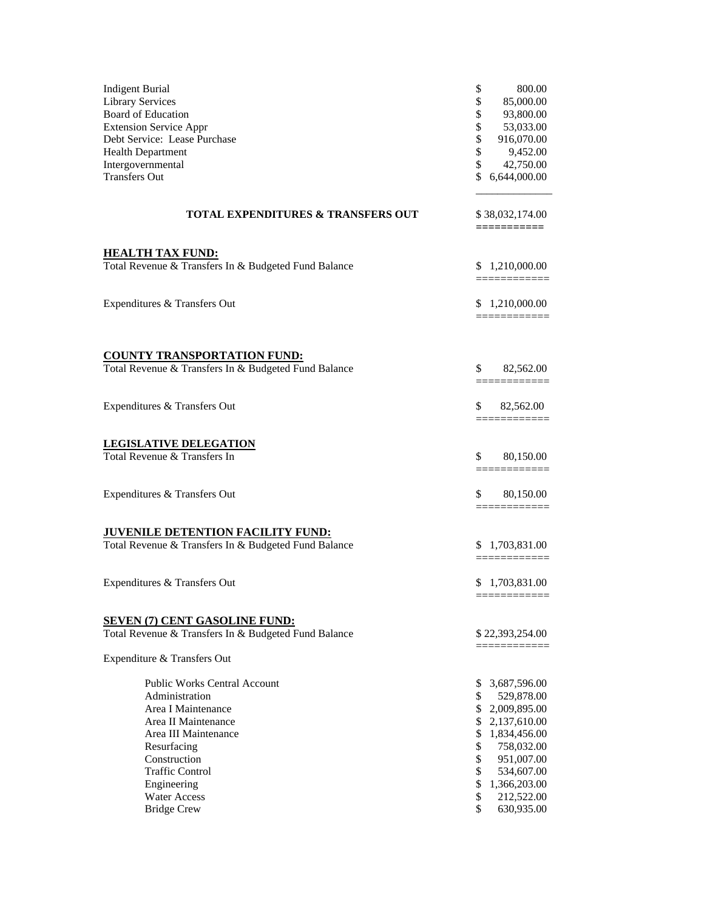| | |
|---|---|
| Indigent Burial | $ 800.00 |
| Library Services | $ 85,000.00 |
| Board of Education | $ 93,800.00 |
| Extension Service Appr | $ 53,033.00 |
| Debt Service: Lease Purchase | $ 916,070.00 |
| Health Department | $ 9,452.00 |
| Intergovernmental | $ 42,750.00 |
| Transfers Out | $ 6,644,000.00 |

| | |
|---|---|
| **TOTAL EXPENDITURES & TRANSFERS OUT** | $ 38,032,174.00 |

**HEALTH TAX FUND:**

| | |
|---|---|
| Total Revenue & Transfers In & Budgeted Fund Balance | $ 1,210,000.00 |
| Expenditures & Transfers Out | $ 1,210,000.00 |

**COUNTY TRANSPORTATION FUND:**

| | |
|---|---|
| Total Revenue & Transfers In & Budgeted Fund Balance | $ 82,562.00 |
| Expenditures & Transfers Out | $ 82,562.00 |

**LEGISLATIVE DELEGATION**

| | |
|---|---|
| Total Revenue & Transfers In | $ 80,150.00 |
| Expenditures & Transfers Out | $ 80,150.00 |

**JUVENILE DETENTION FACILITY FUND:**

| | |
|---|---|
| Total Revenue & Transfers In & Budgeted Fund Balance | $ 1,703,831.00 |
| Expenditures & Transfers Out | $ 1,703,831.00 |

**SEVEN (7) CENT GASOLINE FUND:**

| | |
|---|---|
| Total Revenue & Transfers In & Budgeted Fund Balance | $ 22,393,254.00 |

Expenditure & Transfers Out

| | |
|---|---|
| Public Works Central Account | $ 3,687,596.00 |
| Administration | $ 529,878.00 |
| Area I Maintenance | $ 2,009,895.00 |
| Area II Maintenance | $ 2,137,610.00 |
| Area III Maintenance | $ 1,834,456.00 |
| Resurfacing | $ 758,032.00 |
| Construction | $ 951,007.00 |
| Traffic Control | $ 534,607.00 |
| Engineering | $ 1,366,203.00 |
| Water Access | $ 212,522.00 |
| Bridge Crew | $ 630,935.00 |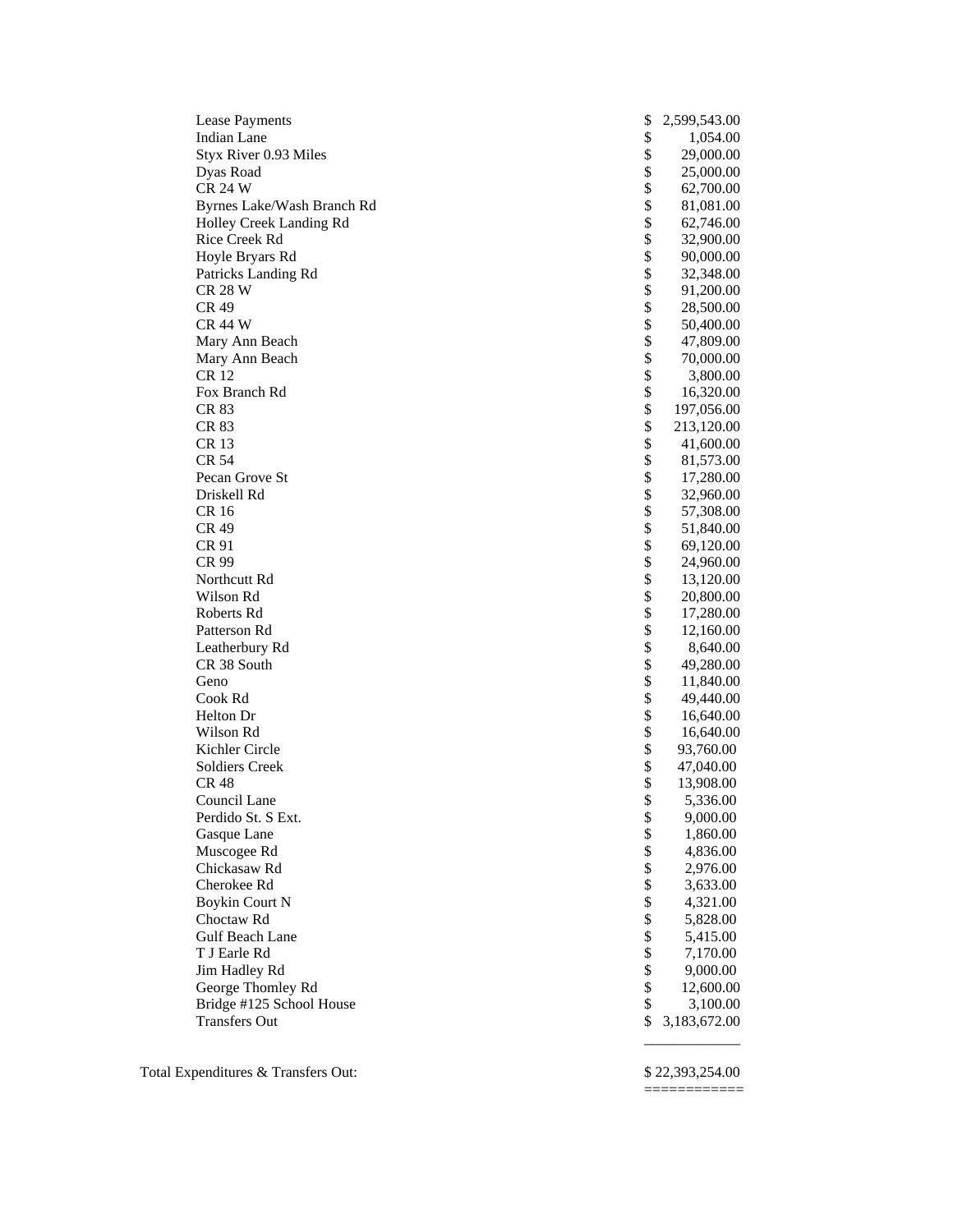| | |
|---|---|
| Lease Payments | $ 2,599,543.00 |
| Indian Lane | $ 1,054.00 |
| Styx River 0.93 Miles | $ 29,000.00 |
| Dyas Road | $ 25,000.00 |
| CR 24 W | $ 62,700.00 |
| Byrnes Lake/Wash Branch Rd | $ 81,081.00 |
| Holley Creek Landing Rd | $ 62,746.00 |
| Rice Creek Rd | $ 32,900.00 |
| Hoyle Bryars Rd | $ 90,000.00 |
| Patricks Landing Rd | $ 32,348.00 |
| CR 28 W | $ 91,200.00 |
| CR 49 | $ 28,500.00 |
| CR 44 W | $ 50,400.00 |
| Mary Ann Beach | $ 47,809.00 |
| Mary Ann Beach | $ 70,000.00 |
| CR 12 | $ 3,800.00 |
| Fox Branch Rd | $ 16,320.00 |
| CR 83 | $ 197,056.00 |
| CR 83 | $ 213,120.00 |
| CR 13 | $ 41,600.00 |
| CR 54 | $ 81,573.00 |
| Pecan Grove St | $ 17,280.00 |
| Driskell Rd | $ 32,960.00 |
| CR 16 | $ 57,308.00 |
| CR 49 | $ 51,840.00 |
| CR 91 | $ 69,120.00 |
| CR 99 | $ 24,960.00 |
| Northcutt Rd | $ 13,120.00 |
| Wilson Rd | $ 20,800.00 |
| Roberts Rd | $ 17,280.00 |
| Patterson Rd | $ 12,160.00 |
| Leatherbury Rd | $ 8,640.00 |
| CR 38 South | $ 49,280.00 |
| Geno | $ 11,840.00 |
| Cook Rd | $ 49,440.00 |
| Helton Dr | $ 16,640.00 |
| Wilson Rd | $ 16,640.00 |
| Kichler Circle | $ 93,760.00 |
| Soldiers Creek | $ 47,040.00 |
| CR 48 | $ 13,908.00 |
| Council Lane | $ 5,336.00 |
| Perdido St. S Ext. | $ 9,000.00 |
| Gasque Lane | $ 1,860.00 |
| Muscogee Rd | $ 4,836.00 |
| Chickasaw Rd | $ 2,976.00 |
| Cherokee Rd | $ 3,633.00 |
| Boykin Court N | $ 4,321.00 |
| Choctaw Rd | $ 5,828.00 |
| Gulf Beach Lane | $ 5,415.00 |
| T J Earle Rd | $ 7,170.00 |
| Jim Hadley Rd | $ 9,000.00 |
| George Thomley Rd | $ 12,600.00 |
| Bridge #125 School House | $ 3,100.00 |
| Transfers Out | $ 3,183,672.00 |

Total Expenditures & Transfers Out: $ 22,393,254.00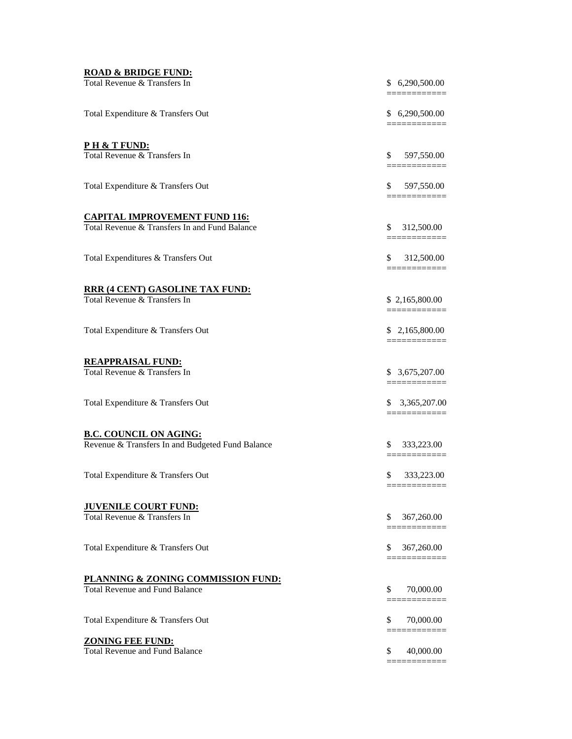**ROAD & BRIDGE FUND:**

| | |
|---|---|
| Total Revenue & Transfers In | $ 6,290,500.00 |
| Total Expenditure & Transfers Out | $ 6,290,500.00 |

**P H & T FUND:**

| | |
|---|---|
| Total Revenue & Transfers In | $ 597,550.00 |
| Total Expenditure & Transfers Out | $ 597,550.00 |

**CAPITAL IMPROVEMENT FUND 116:**

| | |
|---|---|
| Total Revenue & Transfers In and Fund Balance | $ 312,500.00 |
| Total Expenditures & Transfers Out | $ 312,500.00 |

**RRR (4 CENT) GASOLINE TAX FUND:**

| | |
|---|---|
| Total Revenue & Transfers In | $ 2,165,800.00 |
| Total Expenditure & Transfers Out | $ 2,165,800.00 |

**REAPPRAISAL FUND:**

| | |
|---|---|
| Total Revenue & Transfers In | $ 3,675,207.00 |
| Total Expenditure & Transfers Out | $ 3,365,207.00 |

**B.C. COUNCIL ON AGING:**

| | |
|---|---|
| Revenue & Transfers In and Budgeted Fund Balance | $ 333,223.00 |
| Total Expenditure & Transfers Out | $ 333,223.00 |

**JUVENILE COURT FUND:**

| | |
|---|---|
| Total Revenue & Transfers In | $ 367,260.00 |
| Total Expenditure & Transfers Out | $ 367,260.00 |

**PLANNING & ZONING COMMISSION FUND:**

| | |
|---|---|
| Total Revenue and Fund Balance | $ 70,000.00 |
| Total Expenditure & Transfers Out | $ 70,000.00 |

**ZONING FEE FUND:**

| | |
|---|---|
| Total Revenue and Fund Balance | $ 40,000.00 |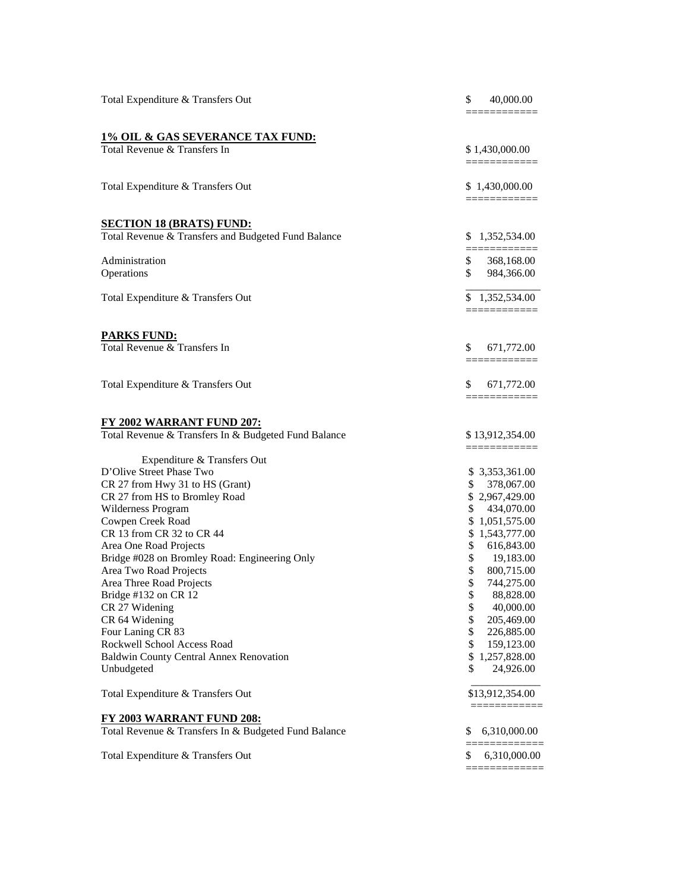| | |
|---|---|
| Total Expenditure & Transfers Out | $ 40,000.00 |

**1% OIL & GAS SEVERANCE TAX FUND:**

| | |
|---|---|
| Total Revenue & Transfers In | $ 1,430,000.00 |
| Total Expenditure & Transfers Out | $ 1,430,000.00 |

**SECTION 18 (BRATS) FUND:**

| | |
|---|---|
| Total Revenue & Transfers and Budgeted Fund Balance | $ 1,352,534.00 |
| Administration | $ 368,168.00 |
| Operations | $ 984,366.00 |
| Total Expenditure & Transfers Out | $ 1,352,534.00 |

**PARKS FUND:**

| | |
|---|---|
| Total Revenue & Transfers In | $ 671,772.00 |
| Total Expenditure & Transfers Out | $ 671,772.00 |

**FY 2002 WARRANT FUND 207:**

| | |
|---|---|
| Total Revenue & Transfers In & Budgeted Fund Balance | $ 13,912,354.00 |
| Expenditure & Transfers Out | |
| D'Olive Street Phase Two | $ 3,353,361.00 |
| CR 27 from Hwy 31 to HS (Grant) | $ 378,067.00 |
| CR 27 from HS to Bromley Road | $ 2,967,429.00 |
| Wilderness Program | $ 434,070.00 |
| Cowpen Creek Road | $ 1,051,575.00 |
| CR 13 from CR 32 to CR 44 | $ 1,543,777.00 |
| Area One Road Projects | $ 616,843.00 |
| Bridge #028 on Bromley Road: Engineering Only | $ 19,183.00 |
| Area Two Road Projects | $ 800,715.00 |
| Area Three Road Projects | $ 744,275.00 |
| Bridge #132 on CR 12 | $ 88,828.00 |
| CR 27 Widening | $ 40,000.00 |
| CR 64 Widening | $ 205,469.00 |
| Four Laning CR 83 | $ 226,885.00 |
| Rockwell School Access Road | $ 159,123.00 |
| Baldwin County Central Annex Renovation | $ 1,257,828.00 |
| Unbudgeted | $ 24,926.00 |
| Total Expenditure & Transfers Out | $13,912,354.00 |

**FY 2003 WARRANT FUND 208:**

| | |
|---|---|
| Total Revenue & Transfers In & Budgeted Fund Balance | $ 6,310,000.00 |
| Total Expenditure & Transfers Out | $ 6,310,000.00 |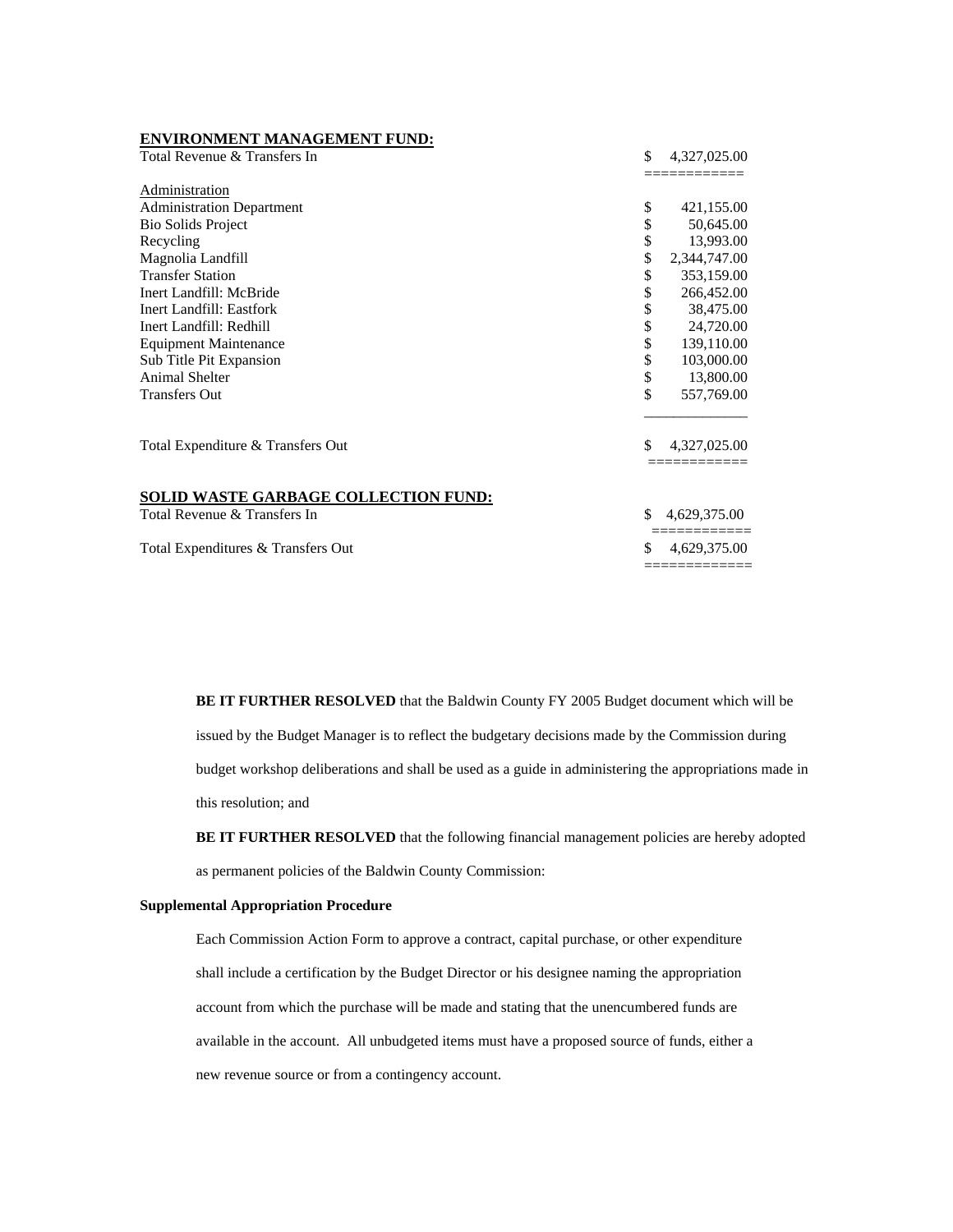**ENVIRONMENT MANAGEMENT FUND:**

| | |
|---|---|
| Total Revenue & Transfers In | $ 4,327,025.00 |
| Administration | |
| Administration Department | $ 421,155.00 |
| Bio Solids Project | $ 50,645.00 |
| Recycling | $ 13,993.00 |
| Magnolia Landfill | $ 2,344,747.00 |
| Transfer Station | $ 353,159.00 |
| Inert Landfill: McBride | $ 266,452.00 |
| Inert Landfill: Eastfork | $ 38,475.00 |
| Inert Landfill: Redhill | $ 24,720.00 |
| Equipment Maintenance | $ 139,110.00 |
| Sub Title Pit Expansion | $ 103,000.00 |
| Animal Shelter | $ 13,800.00 |
| Transfers Out | $ 557,769.00 |
| Total Expenditure & Transfers Out | $ 4,327,025.00 |

**SOLID WASTE GARBAGE COLLECTION FUND:**

| | |
|---|---|
| Total Revenue & Transfers In | $ 4,629,375.00 |
| Total Expenditures & Transfers Out | $ 4,629,375.00 |

**BE IT FURTHER RESOLVED** that the Baldwin County FY 2005 Budget document which will be issued by the Budget Manager is to reflect the budgetary decisions made by the Commission during budget workshop deliberations and shall be used as a guide in administering the appropriations made in this resolution; and

**BE IT FURTHER RESOLVED** that the following financial management policies are hereby adopted as permanent policies of the Baldwin County Commission:

**Supplemental Appropriation Procedure**

Each Commission Action Form to approve a contract, capital purchase, or other expenditure shall include a certification by the Budget Director or his designee naming the appropriation account from which the purchase will be made and stating that the unencumbered funds are available in the account. All unbudgeted items must have a proposed source of funds, either a new revenue source or from a contingency account.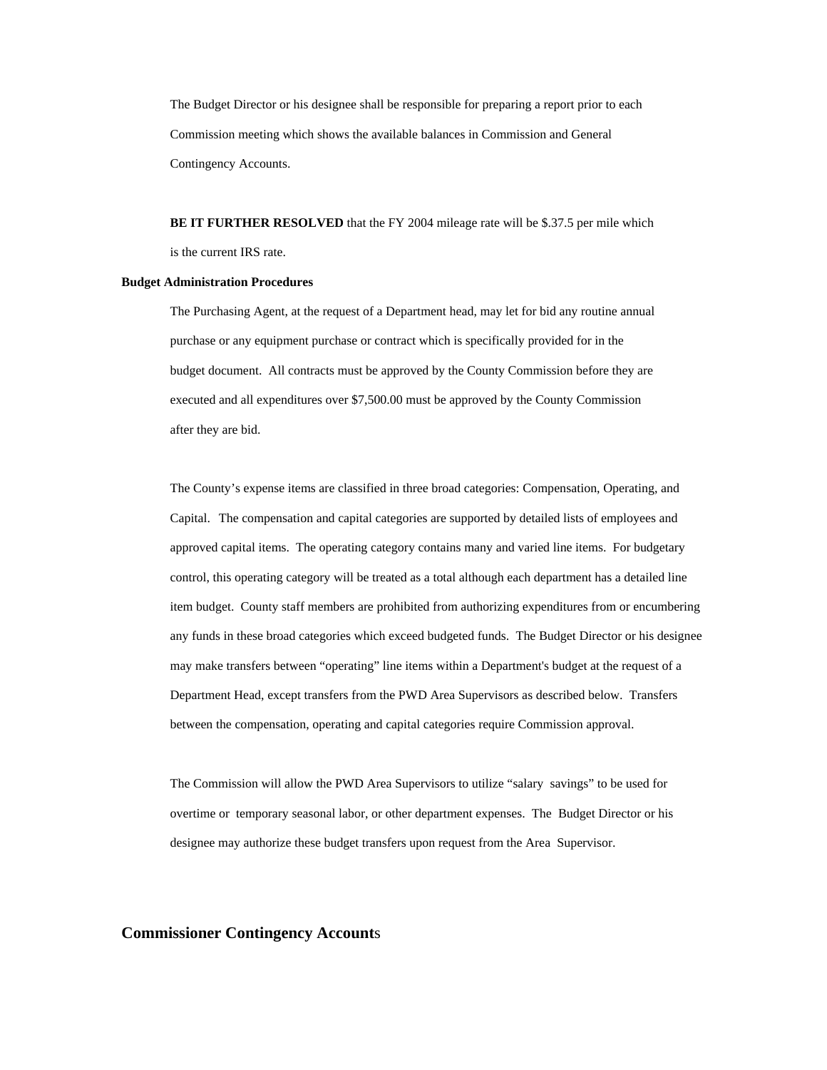The Budget Director or his designee shall be responsible for preparing a report prior to each Commission meeting which shows the available balances in Commission and General Contingency Accounts.

**BE IT FURTHER RESOLVED** that the FY 2004 mileage rate will be $.37.5 per mile which is the current IRS rate.

**Budget Administration Procedures**

The Purchasing Agent, at the request of a Department head, may let for bid any routine annual purchase or any equipment purchase or contract which is specifically provided for in the budget document. All contracts must be approved by the County Commission before they are executed and all expenditures over $7,500.00 must be approved by the County Commission after they are bid.

The County's expense items are classified in three broad categories: Compensation, Operating, and Capital. The compensation and capital categories are supported by detailed lists of employees and approved capital items. The operating category contains many and varied line items. For budgetary control, this operating category will be treated as a total although each department has a detailed line item budget. County staff members are prohibited from authorizing expenditures from or encumbering any funds in these broad categories which exceed budgeted funds. The Budget Director or his designee may make transfers between "operating" line items within a Department's budget at the request of a Department Head, except transfers from the PWD Area Supervisors as described below. Transfers between the compensation, operating and capital categories require Commission approval.

The Commission will allow the PWD Area Supervisors to utilize "salary savings" to be used for overtime or temporary seasonal labor, or other department expenses. The Budget Director or his designee may authorize these budget transfers upon request from the Area Supervisor.

## Commissioner Contingency Accounts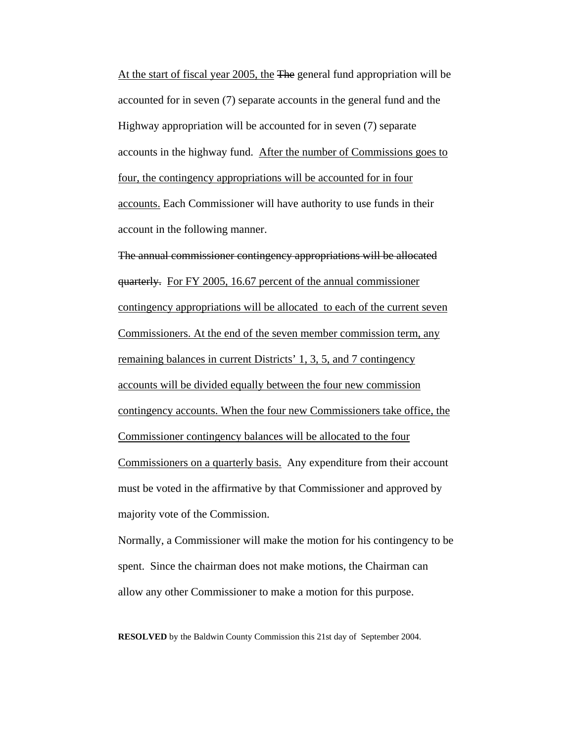<u>At the start of fiscal year 2005, the</u> ~~The~~ general fund appropriation will be accounted for in seven (7) separate accounts in the general fund and the Highway appropriation will be accounted for in seven (7) separate accounts in the highway fund. <u>After the number of Commissions goes to four, the contingency appropriations will be accounted for in four accounts.</u> Each Commissioner will have authority to use funds in their account in the following manner.

~~The annual commissioner contingency appropriations will be allocated quarterly.~~ <u>For FY 2005, 16.67 percent of the annual commissioner contingency appropriations will be allocated to each of the current seven Commissioners. At the end of the seven member commission term, any remaining balances in current Districts' 1, 3, 5, and 7 contingency accounts will be divided equally between the four new commission contingency accounts. When the four new Commissioners take office, the Commissioner contingency balances will be allocated to the four Commissioners on a quarterly basis.</u> Any expenditure from their account must be voted in the affirmative by that Commissioner and approved by majority vote of the Commission.

Normally, a Commissioner will make the motion for his contingency to be spent. Since the chairman does not make motions, the Chairman can allow any other Commissioner to make a motion for this purpose.

**RESOLVED** by the Baldwin County Commission this 21st day of September 2004.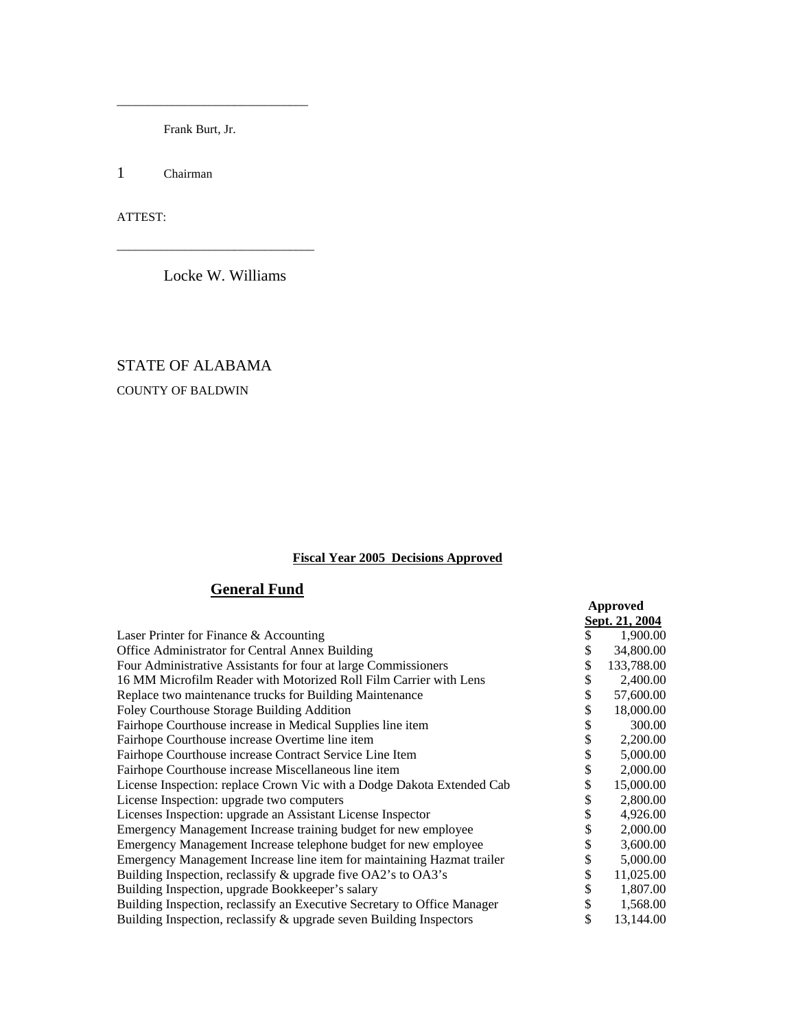\_\_\_\_\_\_\_\_\_\_\_\_\_\_\_\_\_\_\_\_\_\_\_\_\_\_\_\_

Frank Burt, Jr.

1 Chairman

ATTEST:

\_\_\_\_\_\_\_\_\_\_\_\_\_\_\_\_\_\_\_\_\_\_\_\_\_\_\_\_\_\_

Locke W. Williams

STATE OF ALABAMA

COUNTY OF BALDWIN

**Fiscal Year 2005 Decisions Approved**

## General Fund

| | Approved Sept. 21, 2004 |
|---|---|
| Laser Printer for Finance & Accounting | $ 1,900.00 |
| Office Administrator for Central Annex Building | $ 34,800.00 |
| Four Administrative Assistants for four at large Commissioners | $ 133,788.00 |
| 16 MM Microfilm Reader with Motorized Roll Film Carrier with Lens | $ 2,400.00 |
| Replace two maintenance trucks for Building Maintenance | $ 57,600.00 |
| Foley Courthouse Storage Building Addition | $ 18,000.00 |
| Fairhope Courthouse increase in Medical Supplies line item | $ 300.00 |
| Fairhope Courthouse increase Overtime line item | $ 2,200.00 |
| Fairhope Courthouse increase Contract Service Line Item | $ 5,000.00 |
| Fairhope Courthouse increase Miscellaneous line item | $ 2,000.00 |
| License Inspection: replace Crown Vic with a Dodge Dakota Extended Cab | $ 15,000.00 |
| License Inspection: upgrade two computers | $ 2,800.00 |
| Licenses Inspection: upgrade an Assistant License Inspector | $ 4,926.00 |
| Emergency Management Increase training budget for new employee | $ 2,000.00 |
| Emergency Management Increase telephone budget for new employee | $ 3,600.00 |
| Emergency Management Increase line item for maintaining Hazmat trailer | $ 5,000.00 |
| Building Inspection, reclassify & upgrade five OA2's to OA3's | $ 11,025.00 |
| Building Inspection, upgrade Bookkeeper's salary | $ 1,807.00 |
| Building Inspection, reclassify an Executive Secretary to Office Manager | $ 1,568.00 |
| Building Inspection, reclassify & upgrade seven Building Inspectors | $ 13,144.00 |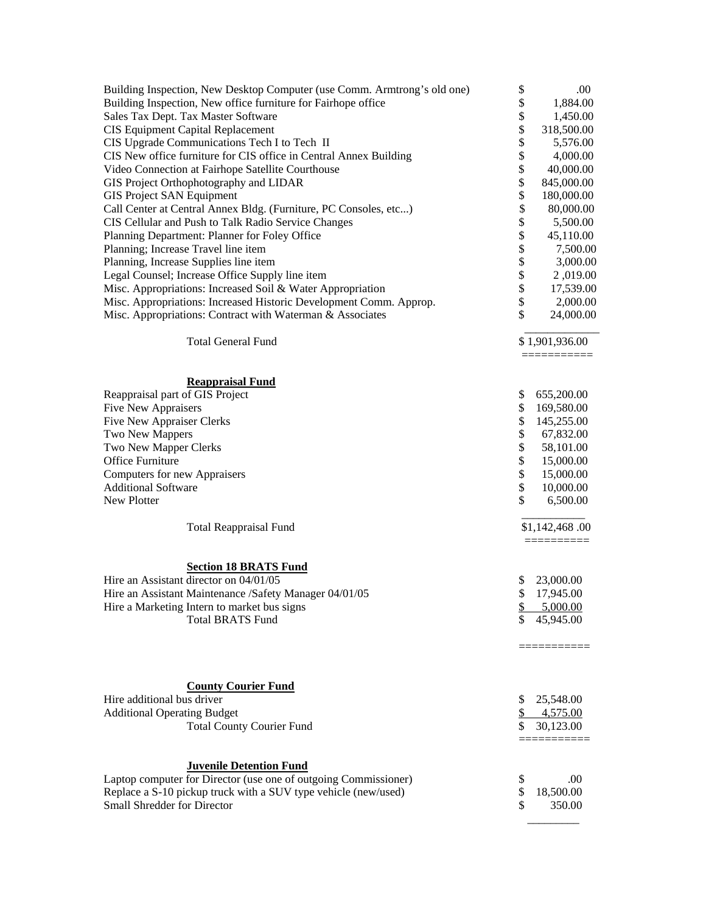| | |
|---|---|
| Building Inspection, New Desktop Computer (use Comm. Armtrong's old one) | $ .00 |
| Building Inspection, New office furniture for Fairhope office | $ 1,884.00 |
| Sales Tax Dept. Tax Master Software | $ 1,450.00 |
| CIS Equipment Capital Replacement | $ 318,500.00 |
| CIS Upgrade Communications Tech I to Tech II | $ 5,576.00 |
| CIS New office furniture for CIS office in Central Annex Building | $ 4,000.00 |
| Video Connection at Fairhope Satellite Courthouse | $ 40,000.00 |
| GIS Project Orthophotography and LIDAR | $ 845,000.00 |
| GIS Project SAN Equipment | $ 180,000.00 |
| Call Center at Central Annex Bldg. (Furniture, PC Consoles, etc...) | $ 80,000.00 |
| CIS Cellular and Push to Talk Radio Service Changes | $ 5,500.00 |
| Planning Department: Planner for Foley Office | $ 45,110.00 |
| Planning; Increase Travel line item | $ 7,500.00 |
| Planning, Increase Supplies line item | $ 3,000.00 |
| Legal Counsel; Increase Office Supply line item | $ 2 ,019.00 |
| Misc. Appropriations: Increased Soil & Water Appropriation | $ 17,539.00 |
| Misc. Appropriations: Increased Historic Development Comm. Approp. | $ 2,000.00 |
| Misc. Appropriations: Contract with Waterman & Associates | $ 24,000.00 |
| Total General Fund | $ 1,901,936.00 |

**Reappraisal Fund**

| | |
|---|---|
| Reappraisal part of GIS Project | $ 655,200.00 |
| Five New Appraisers | $ 169,580.00 |
| Five New Appraiser Clerks | $ 145,255.00 |
| Two New Mappers | $ 67,832.00 |
| Two New Mapper Clerks | $ 58,101.00 |
| Office Furniture | $ 15,000.00 |
| Computers for new Appraisers | $ 15,000.00 |
| Additional Software | $ 10,000.00 |
| New Plotter | $ 6,500.00 |
| Total Reappraisal Fund | $1,142,468 .00 |

**Section 18 BRATS Fund**

| | |
|---|---|
| Hire an Assistant director on 04/01/05 | $ 23,000.00 |
| Hire an Assistant Maintenance /Safety Manager 04/01/05 | $ 17,945.00 |
| Hire a Marketing Intern to market bus signs | $ 5,000.00 |
| Total BRATS Fund | $ 45,945.00 |

**County Courier Fund**

| | |
|---|---|
| Hire additional bus driver | $ 25,548.00 |
| Additional Operating Budget | $ 4,575.00 |
| Total County Courier Fund | $ 30,123.00 |

**Juvenile Detention Fund**

| | |
|---|---|
| Laptop computer for Director (use one of outgoing Commissioner) | $ .00 |
| Replace a S-10 pickup truck with a SUV type vehicle (new/used) | $ 18,500.00 |
| Small Shredder for Director | $ 350.00 |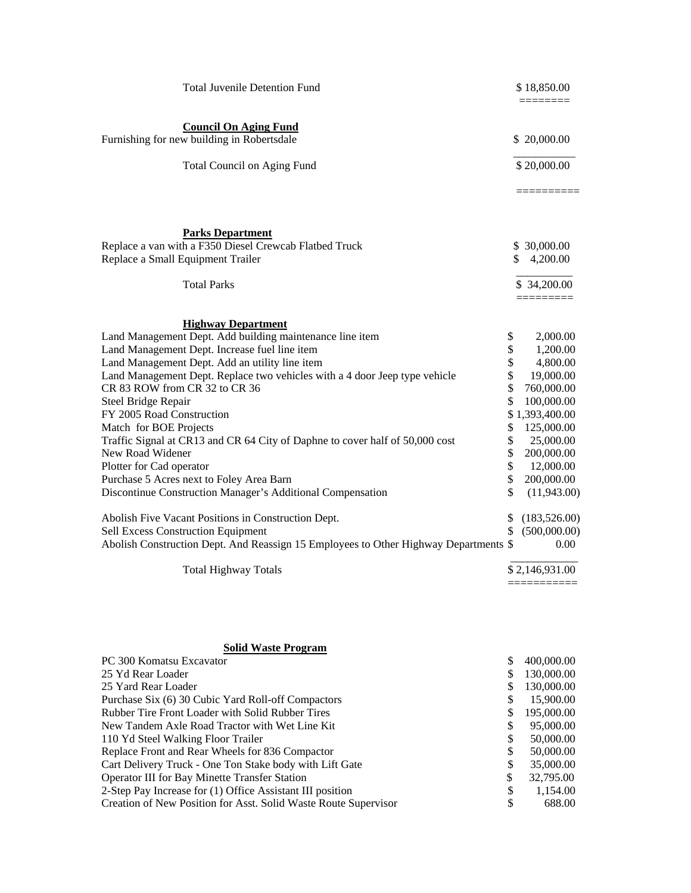| | |
|---|---|
| Total Juvenile Detention Fund | $ 18,850.00 |

**Council On Aging Fund**

| | |
|---|---|
| Furnishing for new building in Robertsdale | $ 20,000.00 |
| Total Council on Aging Fund | $ 20,000.00 |

**Parks Department**

| | |
|---|---|
| Replace a van with a F350 Diesel Crewcab Flatbed Truck | $ 30,000.00 |
| Replace a Small Equipment Trailer | $ 4,200.00 |
| Total Parks | $ 34,200.00 |

**Highway Department**

| | |
|---|---|
| Land Management Dept. Add building maintenance line item | $ 2,000.00 |
| Land Management Dept. Increase fuel line item | $ 1,200.00 |
| Land Management Dept. Add an utility line item | $ 4,800.00 |
| Land Management Dept. Replace two vehicles with a 4 door Jeep type vehicle | $ 19,000.00 |
| CR 83 ROW from CR 32 to CR 36 | $ 760,000.00 |
| Steel Bridge Repair | $ 100,000.00 |
| FY 2005 Road Construction | $ 1,393,400.00 |
| Match for BOE Projects | $ 125,000.00 |
| Traffic Signal at CR13 and CR 64 City of Daphne to cover half of 50,000 cost | $ 25,000.00 |
| New Road Widener | $ 200,000.00 |
| Plotter for Cad operator | $ 12,000.00 |
| Purchase 5 Acres next to Foley Area Barn | $ 200,000.00 |
| Discontinue Construction Manager's Additional Compensation | $ (11,943.00) |
| Abolish Five Vacant Positions in Construction Dept. | $ (183,526.00) |
| Sell Excess Construction Equipment | $ (500,000.00) |
| Abolish Construction Dept. And Reassign 15 Employees to Other Highway Departments | $ 0.00 |
| Total Highway Totals | $ 2,146,931.00 |

**Solid Waste Program**

| | |
|---|---|
| PC 300 Komatsu Excavator | $ 400,000.00 |
| 25 Yd Rear Loader | $ 130,000.00 |
| 25 Yard Rear Loader | $ 130,000.00 |
| Purchase Six (6) 30 Cubic Yard Roll-off Compactors | $ 15,900.00 |
| Rubber Tire Front Loader with Solid Rubber Tires | $ 195,000.00 |
| New Tandem Axle Road Tractor with Wet Line Kit | $ 95,000.00 |
| 110 Yd Steel Walking Floor Trailer | $ 50,000.00 |
| Replace Front and Rear Wheels for 836 Compactor | $ 50,000.00 |
| Cart Delivery Truck - One Ton Stake body with Lift Gate | $ 35,000.00 |
| Operator III for Bay Minette Transfer Station | $ 32,795.00 |
| 2-Step Pay Increase for (1) Office Assistant III position | $ 1,154.00 |
| Creation of New Position for Asst. Solid Waste Route Supervisor | $ 688.00 |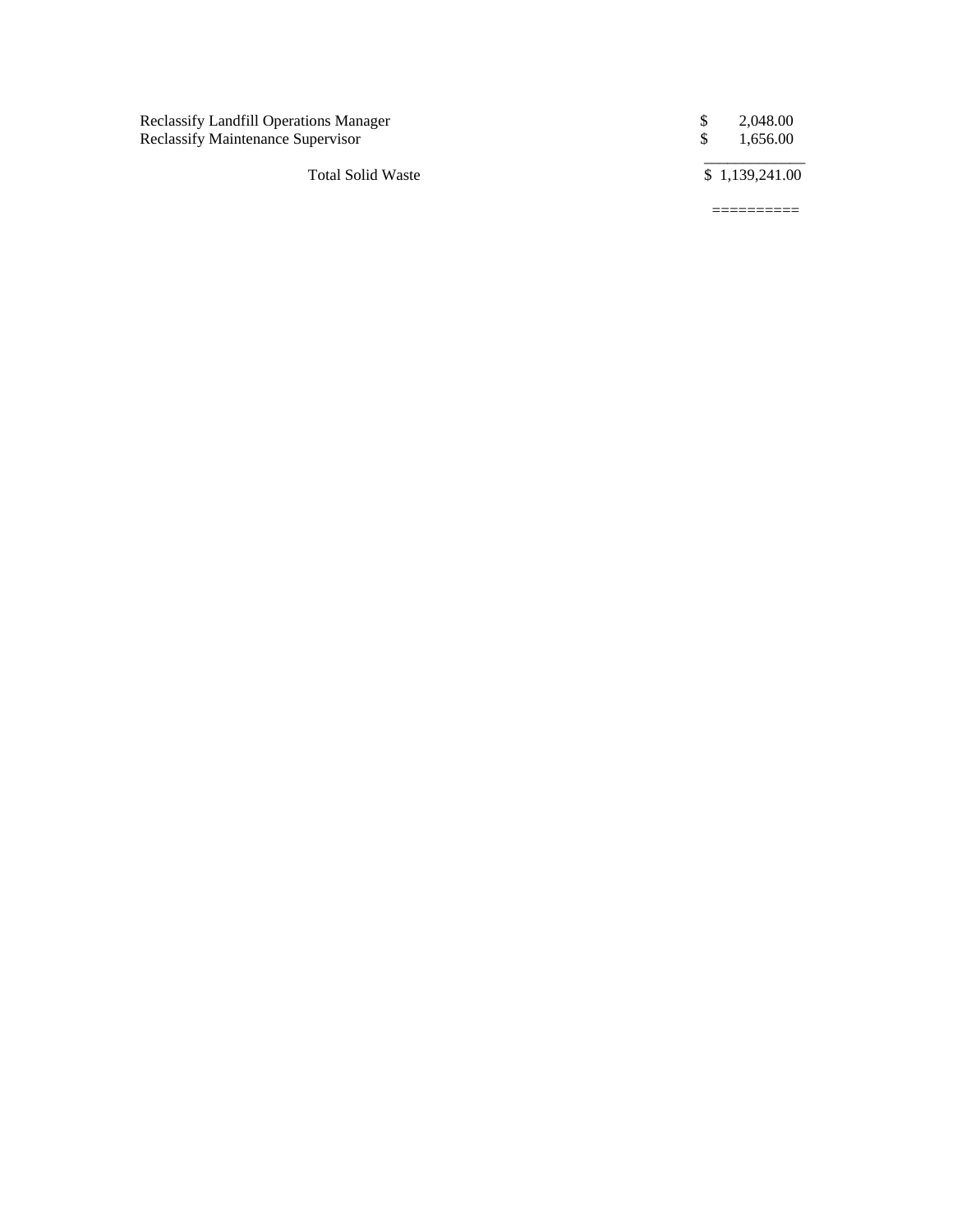| | |
|---|---|
| Reclassify Landfill Operations Manager | $ 2,048.00 |
| Reclassify Maintenance Supervisor | $ 1,656.00 |
| Total Solid Waste | $ 1,139,241.00 |
| | ========== |